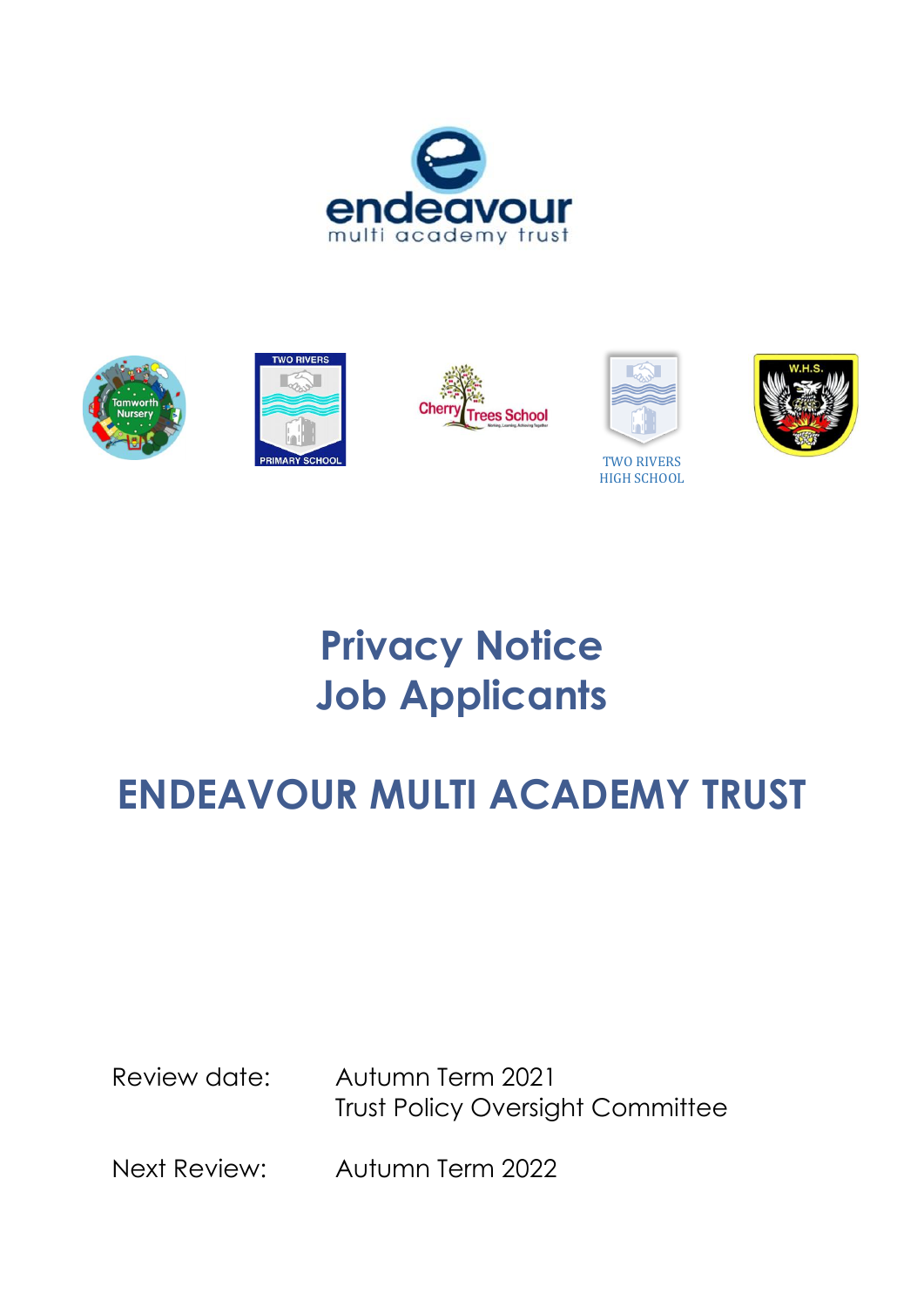# Privacy Notice
# Job Applicants

## ENDEAVOUR MULTI ACADEMY TRUST

Review date: Autumn Term 2021
Trust Policy Oversight Committee

Next Review: Autumn Term 2022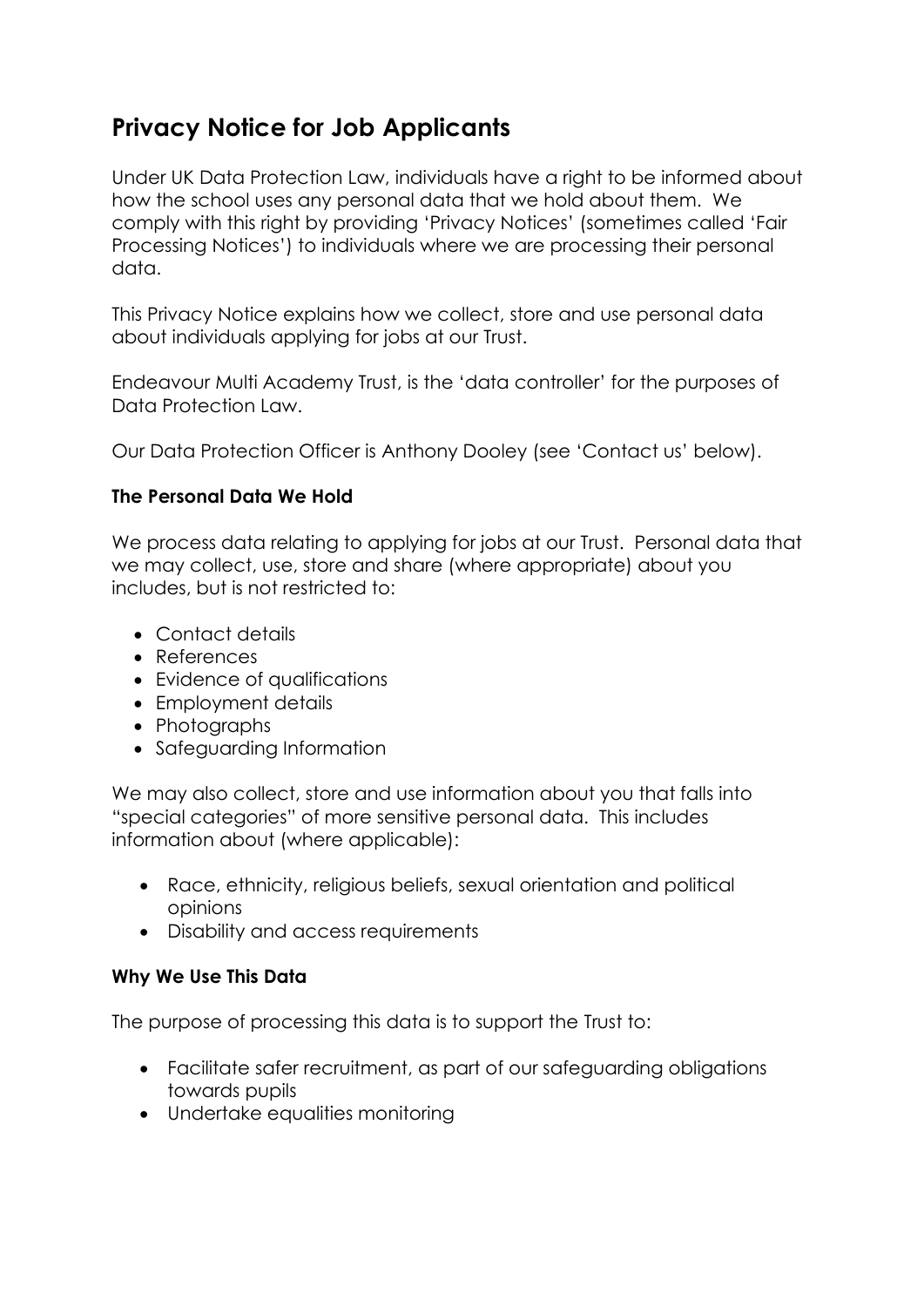# Privacy Notice for Job Applicants

Under UK Data Protection Law, individuals have a right to be informed about how the school uses any personal data that we hold about them. We comply with this right by providing 'Privacy Notices' (sometimes called 'Fair Processing Notices') to individuals where we are processing their personal data.

This Privacy Notice explains how we collect, store and use personal data about individuals applying for jobs at our Trust.

Endeavour Multi Academy Trust, is the 'data controller' for the purposes of Data Protection Law.

Our Data Protection Officer is Anthony Dooley (see 'Contact us' below).

### The Personal Data We Hold

We process data relating to applying for jobs at our Trust. Personal data that we may collect, use, store and share (where appropriate) about you includes, but is not restricted to:

- Contact details
- References
- Evidence of qualifications
- Employment details
- Photographs
- Safeguarding Information

We may also collect, store and use information about you that falls into "special categories" of more sensitive personal data. This includes information about (where applicable):

- Race, ethnicity, religious beliefs, sexual orientation and political opinions
- Disability and access requirements

### Why We Use This Data

The purpose of processing this data is to support the Trust to:

- Facilitate safer recruitment, as part of our safeguarding obligations towards pupils
- Undertake equalities monitoring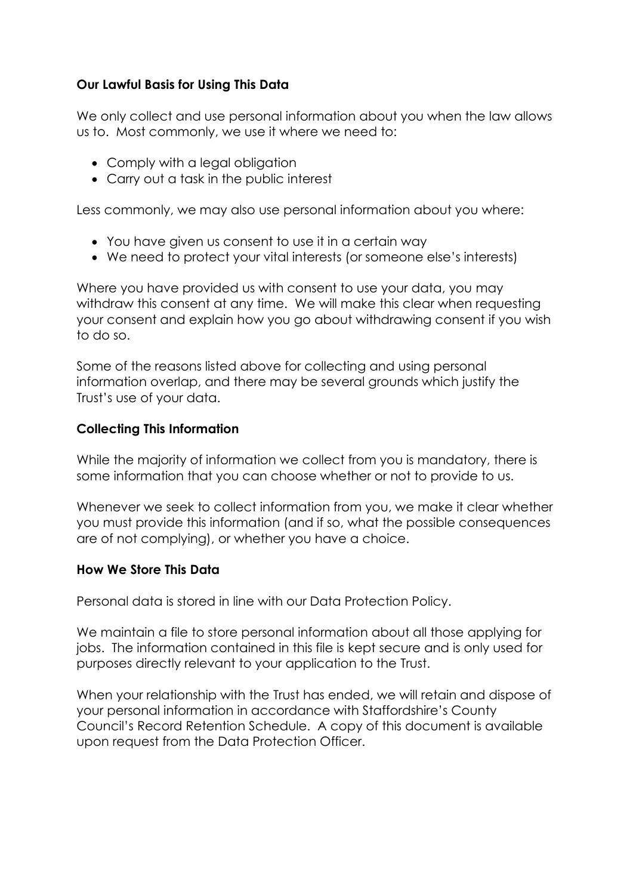**Our Lawful Basis for Using This Data**

We only collect and use personal information about you when the law allows us to. Most commonly, we use it where we need to:

- Comply with a legal obligation
- Carry out a task in the public interest

Less commonly, we may also use personal information about you where:

- You have given us consent to use it in a certain way
- We need to protect your vital interests (or someone else's interests)

Where you have provided us with consent to use your data, you may withdraw this consent at any time. We will make this clear when requesting your consent and explain how you go about withdrawing consent if you wish to do so.

Some of the reasons listed above for collecting and using personal information overlap, and there may be several grounds which justify the Trust's use of your data.

**Collecting This Information**

While the majority of information we collect from you is mandatory, there is some information that you can choose whether or not to provide to us.

Whenever we seek to collect information from you, we make it clear whether you must provide this information (and if so, what the possible consequences are of not complying), or whether you have a choice.

**How We Store This Data**

Personal data is stored in line with our Data Protection Policy.

We maintain a file to store personal information about all those applying for jobs. The information contained in this file is kept secure and is only used for purposes directly relevant to your application to the Trust.

When your relationship with the Trust has ended, we will retain and dispose of your personal information in accordance with Staffordshire's County Council's Record Retention Schedule. A copy of this document is available upon request from the Data Protection Officer.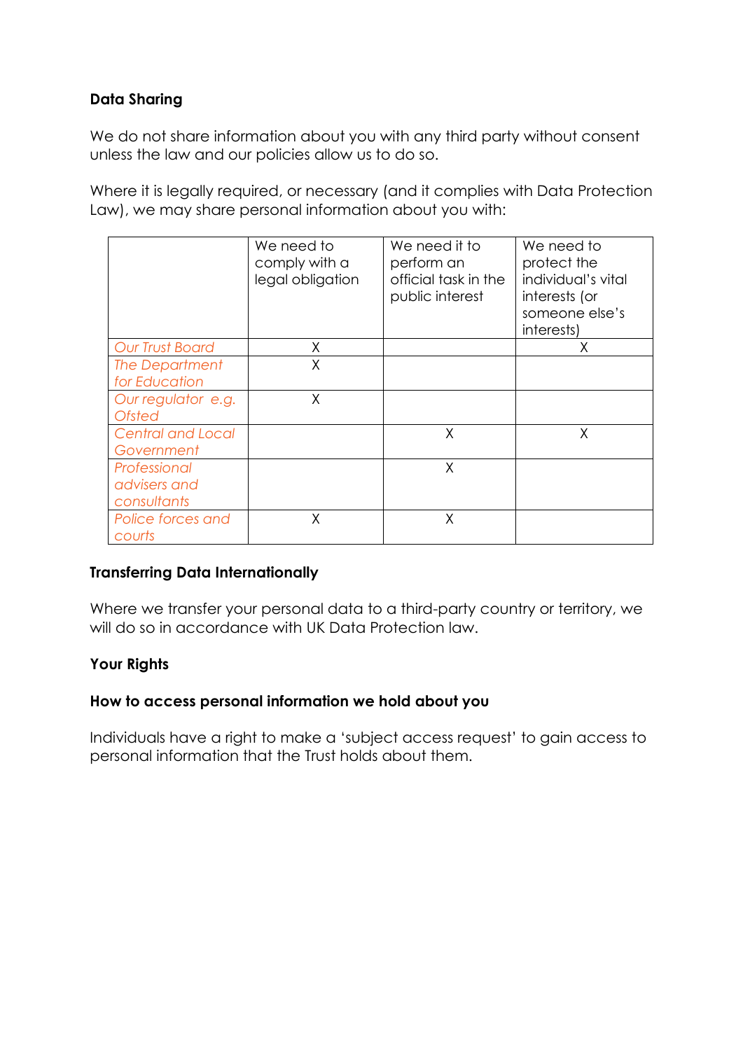**Data Sharing**

We do not share information about you with any third party without consent unless the law and our policies allow us to do so.

Where it is legally required, or necessary (and it complies with Data Protection Law), we may share personal information about you with:

| | We need to comply with a legal obligation | We need it to perform an official task in the public interest | We need to protect the individual's vital interests (or someone else's interests) |
|---|---|---|---|
| *Our Trust Board* | X | | X |
| *The Department for Education* | X | | |
| *Our regulator e.g. Ofsted* | X | | |
| *Central and Local Government* | | X | X |
| *Professional advisers and consultants* | | X | |
| *Police forces and courts* | X | X | |

**Transferring Data Internationally**

Where we transfer your personal data to a third-party country or territory, we will do so in accordance with UK Data Protection law.

**Your Rights**

**How to access personal information we hold about you**

Individuals have a right to make a 'subject access request' to gain access to personal information that the Trust holds about them.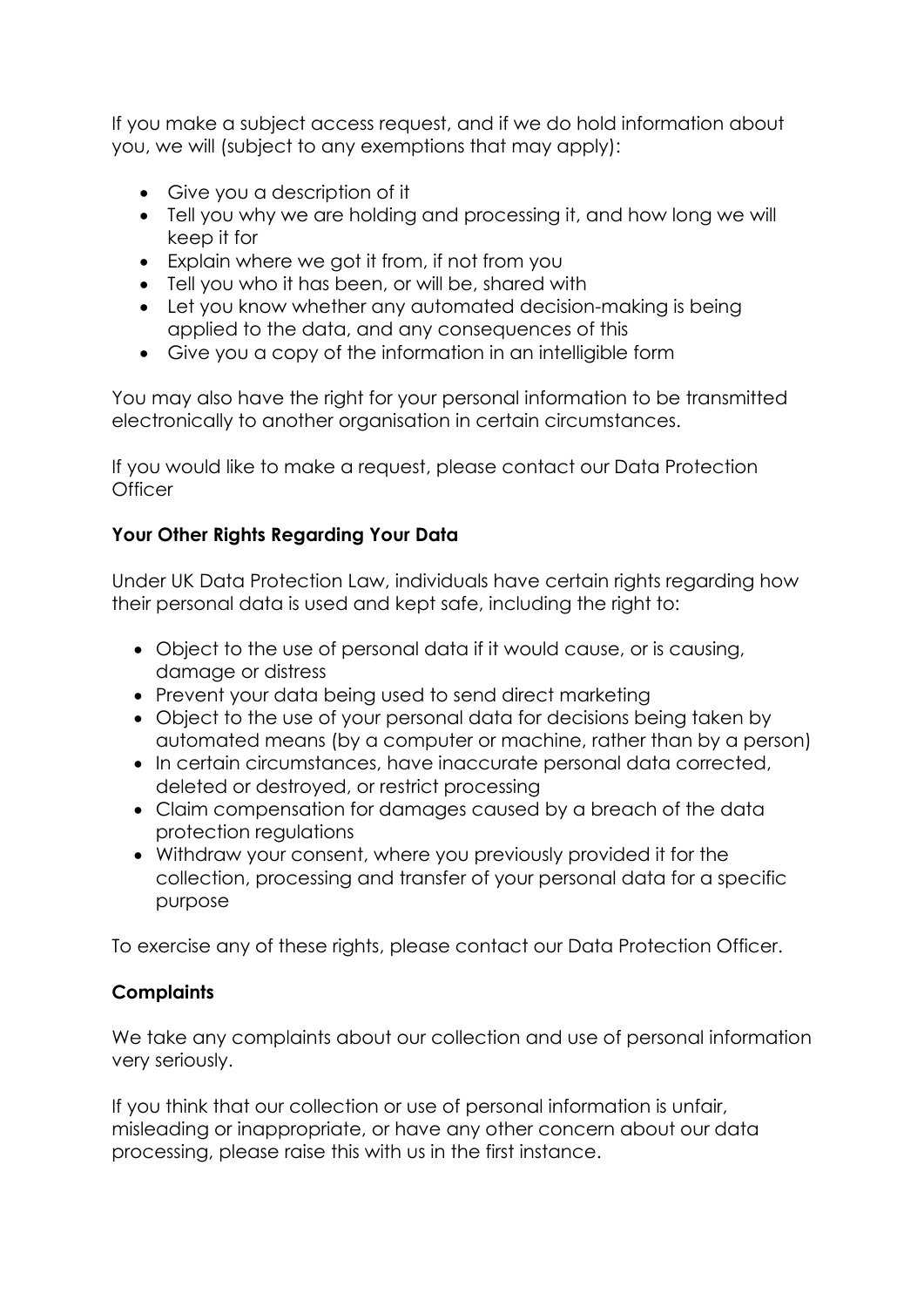If you make a subject access request, and if we do hold information about you, we will (subject to any exemptions that may apply):

- Give you a description of it
- Tell you why we are holding and processing it, and how long we will keep it for
- Explain where we got it from, if not from you
- Tell you who it has been, or will be, shared with
- Let you know whether any automated decision-making is being applied to the data, and any consequences of this
- Give you a copy of the information in an intelligible form

You may also have the right for your personal information to be transmitted electronically to another organisation in certain circumstances.

If you would like to make a request, please contact our Data Protection Officer

**Your Other Rights Regarding Your Data**

Under UK Data Protection Law, individuals have certain rights regarding how their personal data is used and kept safe, including the right to:

- Object to the use of personal data if it would cause, or is causing, damage or distress
- Prevent your data being used to send direct marketing
- Object to the use of your personal data for decisions being taken by automated means (by a computer or machine, rather than by a person)
- In certain circumstances, have inaccurate personal data corrected, deleted or destroyed, or restrict processing
- Claim compensation for damages caused by a breach of the data protection regulations
- Withdraw your consent, where you previously provided it for the collection, processing and transfer of your personal data for a specific purpose

To exercise any of these rights, please contact our Data Protection Officer.

**Complaints**

We take any complaints about our collection and use of personal information very seriously.

If you think that our collection or use of personal information is unfair, misleading or inappropriate, or have any other concern about our data processing, please raise this with us in the first instance.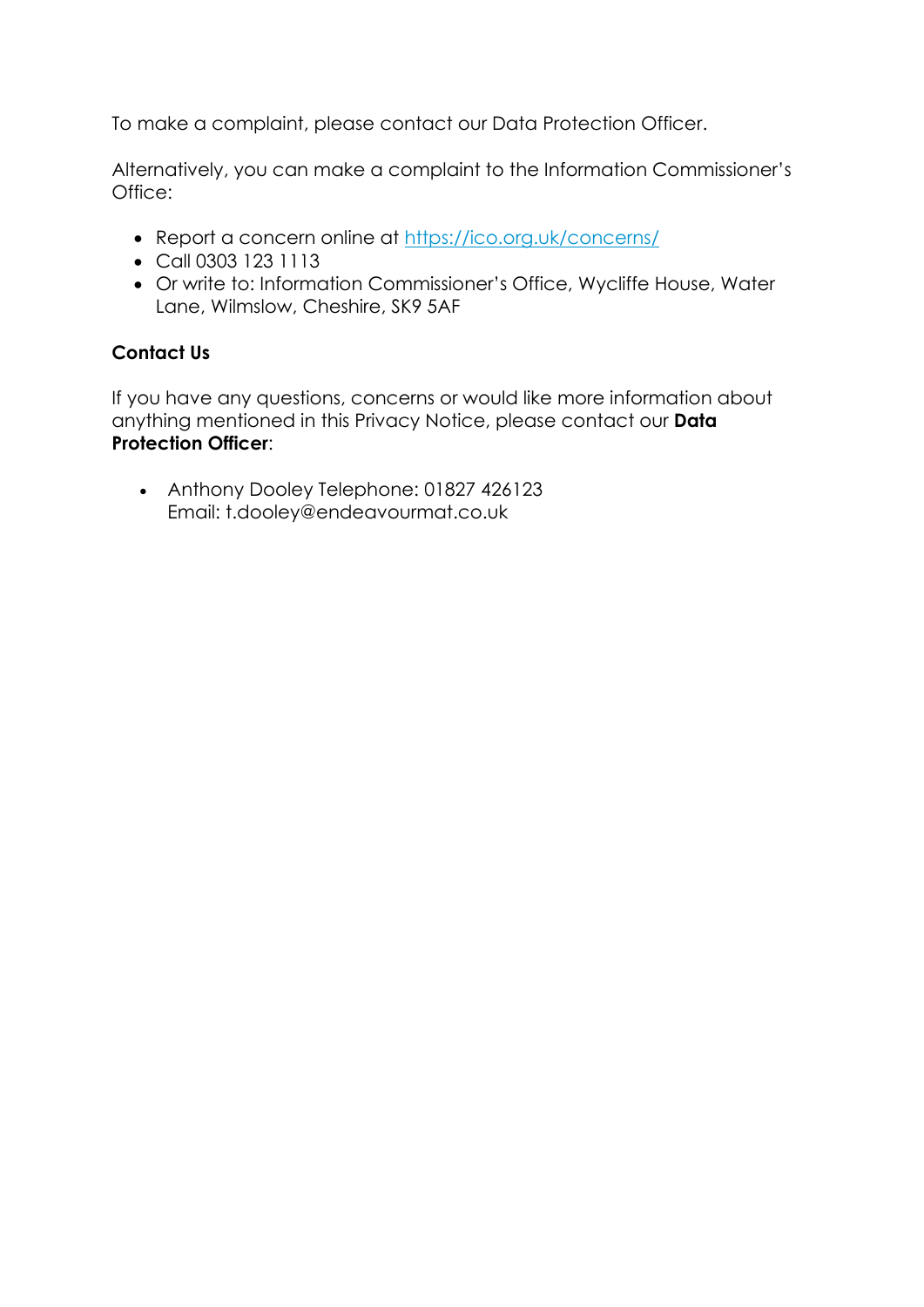To make a complaint, please contact our Data Protection Officer.

Alternatively, you can make a complaint to the Information Commissioner's Office:

- Report a concern online at https://ico.org.uk/concerns/
- Call 0303 123 1113
- Or write to: Information Commissioner's Office, Wycliffe House, Water Lane, Wilmslow, Cheshire, SK9 5AF

**Contact Us**

If you have any questions, concerns or would like more information about anything mentioned in this Privacy Notice, please contact our **Data Protection Officer**:

- Anthony Dooley Telephone: 01827 426123
  Email: t.dooley@endeavourmat.co.uk